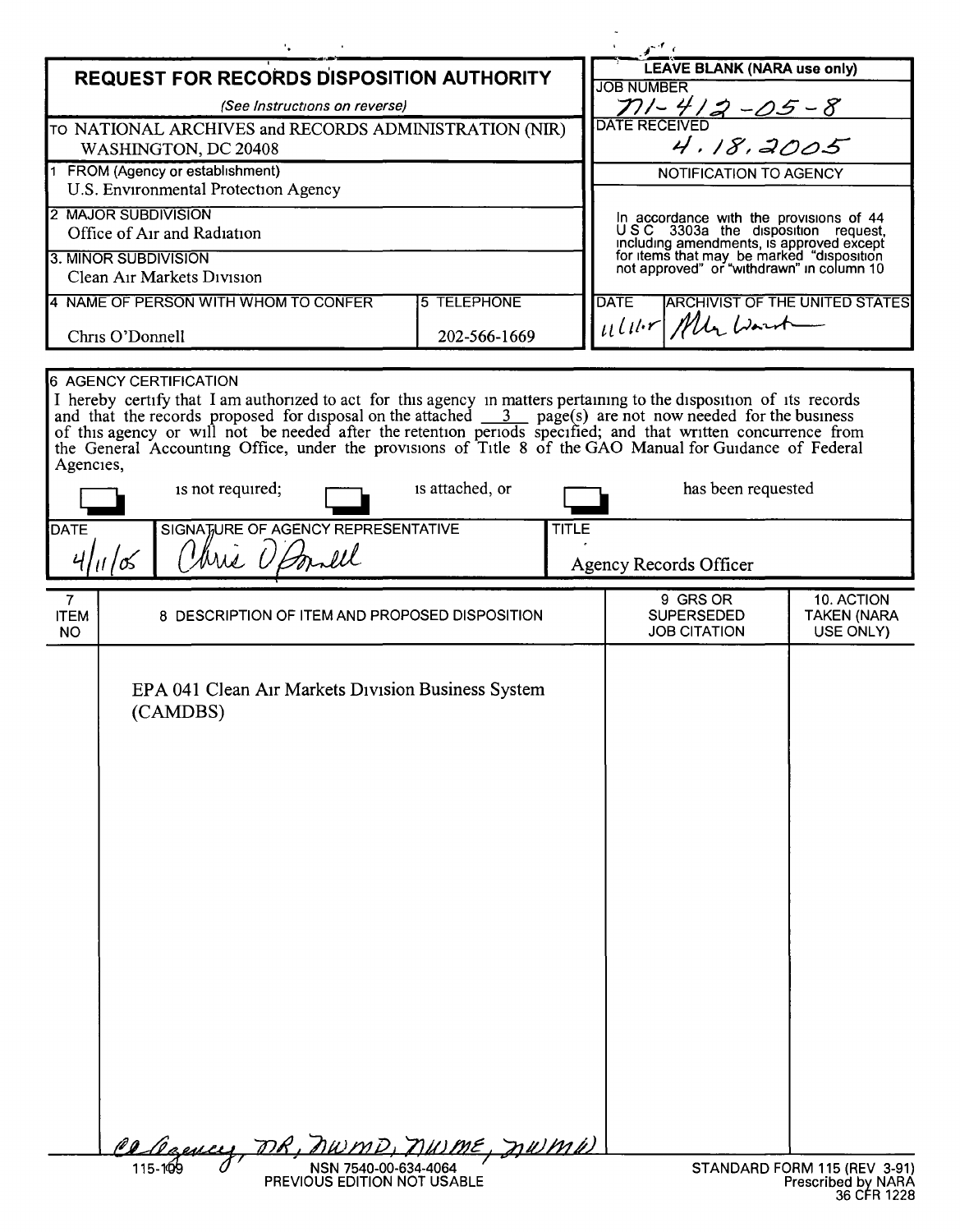# REQUEST FOR RECORDS DISPOSITION AUTHORITY

*(See Instructions on reverse)*

TO NATIONAL ARCHIVES and RECORDS ADMINISTRATION (NIR)
WASHINGTON, DC 20408

| LEAVE BLANK (NARA use only) |
|---|
| JOB NUMBER: N1-412-05-8 |
| DATE RECEIVED: 4.18.2005 |
| NOTIFICATION TO AGENCY |
| In accordance with the provisions of 44 USC 3303a the disposition request, including amendments, is approved except for items that may be marked "disposition not approved" or "withdrawn" in column 10 |
| DATE: 11/1/05 — ARCHIVIST OF THE UNITED STATES: [signature] |

1 FROM (Agency or establishment)
U.S. Environmental Protection Agency

2 MAJOR SUBDIVISION
Office of Air and Radiation

3. MINOR SUBDIVISION
Clean Air Markets Division

| 4 NAME OF PERSON WITH WHOM TO CONFER | 5 TELEPHONE |
|---|---|
| Chris O'Donnell | 202-566-1669 |

6 AGENCY CERTIFICATION

I hereby certify that I am authorized to act for this agency in matters pertaining to the disposition of its records and that the records proposed for disposal on the attached 3 page(s) are not now needed for the business of this agency or will not be needed after the retention periods specified; and that written concurrence from the General Accounting Office, under the provisions of Title 8 of the GAO Manual for Guidance of Federal Agencies,

☐ is not required; ☐ is attached, or ☐ has been requested

| DATE | SIGNATURE OF AGENCY REPRESENTATIVE | TITLE |
|---|---|---|
| 4/11/05 | Chris O'Donnell | Agency Records Officer |

| 7 ITEM NO | 8 DESCRIPTION OF ITEM AND PROPOSED DISPOSITION | 9 GRS OR SUPERSEDED JOB CITATION | 10. ACTION TAKEN (NARA USE ONLY) |
|---|---|---|---|
| | EPA 041 Clean Air Markets Division Business System (CAMDBS) | | |

cc Agency, NR, NWMD, NWME, NWMW

115-109 NSN 7540-00-634-4064
PREVIOUS EDITION NOT USABLE

STANDARD FORM 115 (REV 3-91)
Prescribed by NARA
36 CFR 1228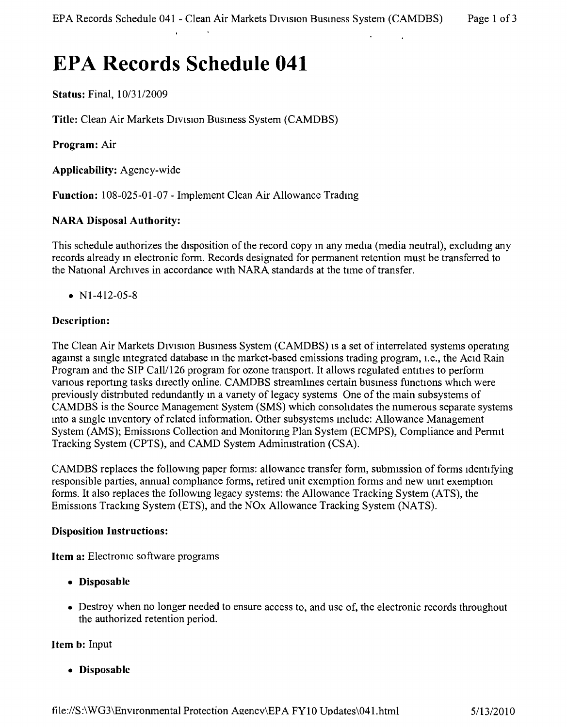# EPA Records Schedule 041

**Status:** Final, 10/31/2009

**Title:** Clean Air Markets Division Business System (CAMDBS)

**Program:** Air

**Applicability:** Agency-wide

**Function:** 108-025-01-07 - Implement Clean Air Allowance Trading

**NARA Disposal Authority:**

This schedule authorizes the disposition of the record copy in any media (media neutral), excluding any records already in electronic form. Records designated for permanent retention must be transferred to the National Archives in accordance with NARA standards at the time of transfer.

- N1-412-05-8

**Description:**

The Clean Air Markets Division Business System (CAMDBS) is a set of interrelated systems operating against a single integrated database in the market-based emissions trading program, i.e., the Acid Rain Program and the SIP Call/126 program for ozone transport. It allows regulated entities to perform various reporting tasks directly online. CAMDBS streamlines certain business functions which were previously distributed redundantly in a variety of legacy systems One of the main subsystems of CAMDBS is the Source Management System (SMS) which consolidates the numerous separate systems into a single inventory of related information. Other subsystems include: Allowance Management System (AMS); Emissions Collection and Monitoring Plan System (ECMPS), Compliance and Permit Tracking System (CPTS), and CAMD System Administration (CSA).

CAMDBS replaces the following paper forms: allowance transfer form, submission of forms identifying responsible parties, annual compliance forms, retired unit exemption forms and new unit exemption forms. It also replaces the following legacy systems: the Allowance Tracking System (ATS), the Emissions Tracking System (ETS), and the NOx Allowance Tracking System (NATS).

**Disposition Instructions:**

**Item a:** Electronic software programs

- **Disposable**
- Destroy when no longer needed to ensure access to, and use of, the electronic records throughout the authorized retention period.

**Item b:** Input

- **Disposable**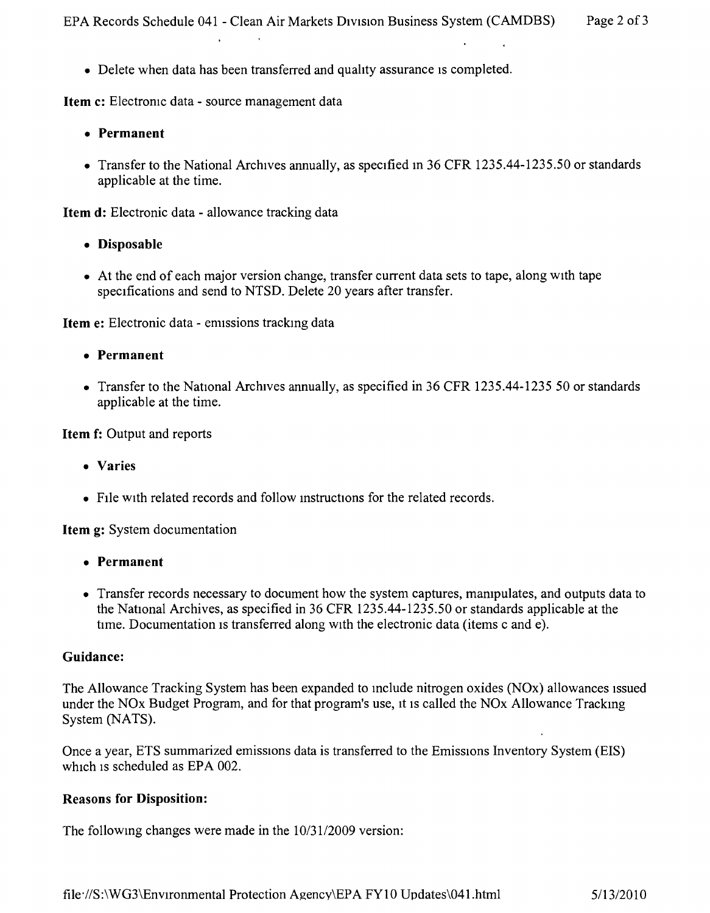- Delete when data has been transferred and quality assurance is completed.

**Item c:** Electronic data - source management data

- **Permanent**
- Transfer to the National Archives annually, as specified in 36 CFR 1235.44-1235.50 or standards applicable at the time.

**Item d:** Electronic data - allowance tracking data

- **Disposable**
- At the end of each major version change, transfer current data sets to tape, along with tape specifications and send to NTSD. Delete 20 years after transfer.

**Item e:** Electronic data - emissions tracking data

- **Permanent**
- Transfer to the National Archives annually, as specified in 36 CFR 1235.44-1235.50 or standards applicable at the time.

**Item f:** Output and reports

- **Varies**
- File with related records and follow instructions for the related records.

**Item g:** System documentation

- **Permanent**
- Transfer records necessary to document how the system captures, manipulates, and outputs data to the National Archives, as specified in 36 CFR 1235.44-1235.50 or standards applicable at the time. Documentation is transferred along with the electronic data (items c and e).

**Guidance:**

The Allowance Tracking System has been expanded to include nitrogen oxides (NOx) allowances issued under the NOx Budget Program, and for that program's use, it is called the NOx Allowance Tracking System (NATS).

Once a year, ETS summarized emissions data is transferred to the Emissions Inventory System (EIS) which is scheduled as EPA 002.

**Reasons for Disposition:**

The following changes were made in the 10/31/2009 version: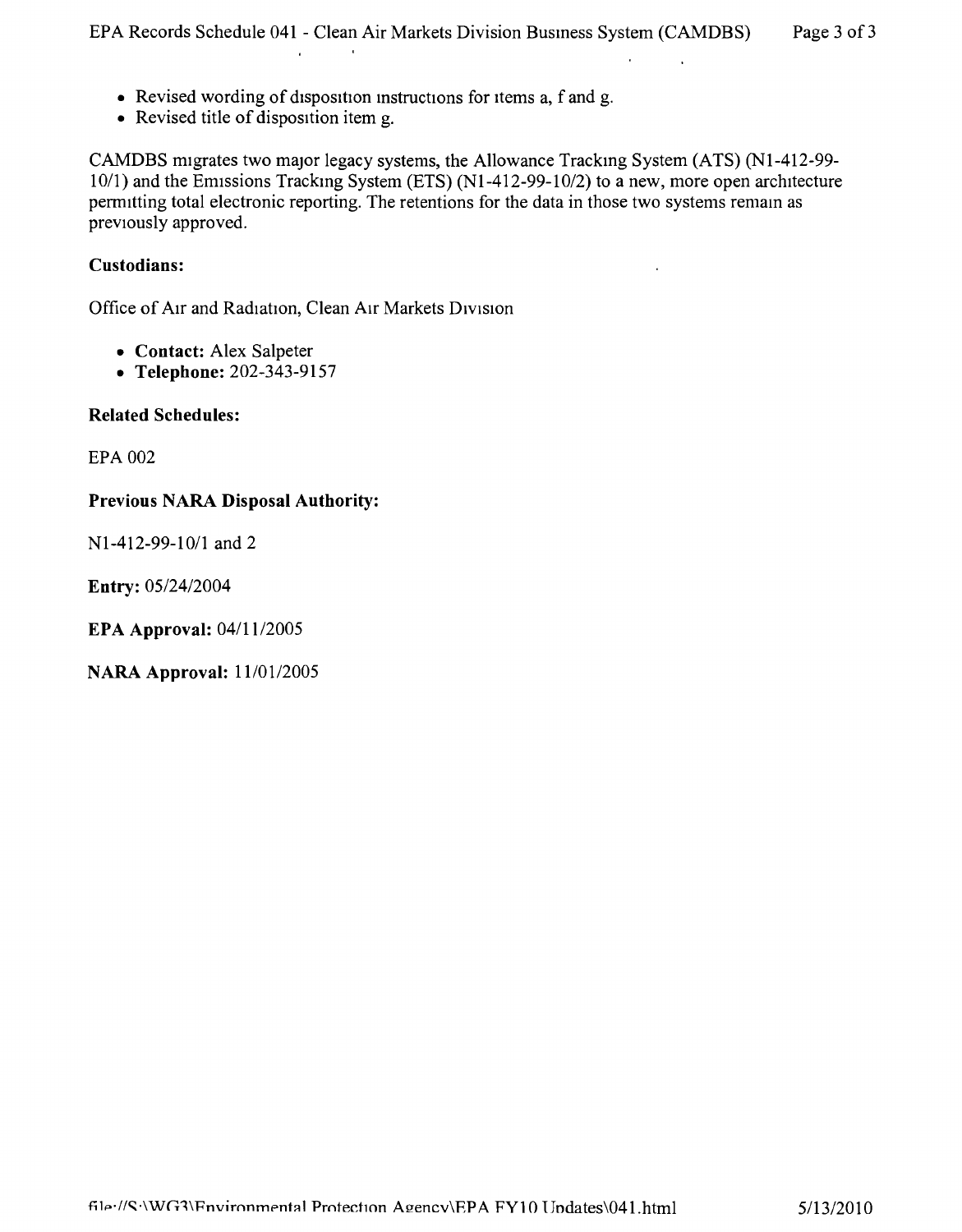- Revised wording of disposition instructions for items a, f and g.
- Revised title of disposition item g.

CAMDBS migrates two major legacy systems, the Allowance Tracking System (ATS) (N1-412-99-10/1) and the Emissions Tracking System (ETS) (N1-412-99-10/2) to a new, more open architecture permitting total electronic reporting. The retentions for the data in those two systems remain as previously approved.

**Custodians:**

Office of Air and Radiation, Clean Air Markets Division

- **Contact:** Alex Salpeter
- **Telephone:** 202-343-9157

**Related Schedules:**

EPA 002

**Previous NARA Disposal Authority:**

N1-412-99-10/1 and 2

**Entry:** 05/24/2004

**EPA Approval:** 04/11/2005

**NARA Approval:** 11/01/2005